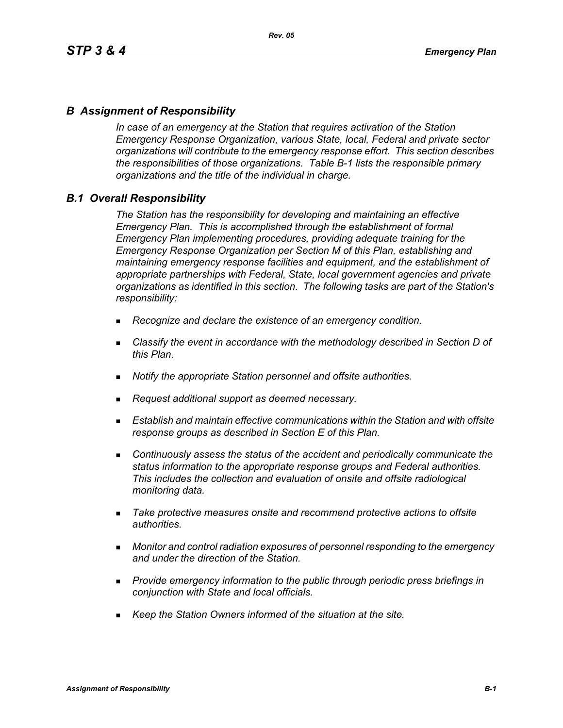# *B Assignment of Responsibility*

*In case of an emergency at the Station that requires activation of the Station Emergency Response Organization, various State, local, Federal and private sector organizations will contribute to the emergency response effort. This section describes the responsibilities of those organizations. Table B-1 lists the responsible primary organizations and the title of the individual in charge.*

## *B.1 Overall Responsibility*

*The Station has the responsibility for developing and maintaining an effective Emergency Plan. This is accomplished through the establishment of formal Emergency Plan implementing procedures, providing adequate training for the Emergency Response Organization per Section M of this Plan, establishing and maintaining emergency response facilities and equipment, and the establishment of appropriate partnerships with Federal, State, local government agencies and private organizations as identified in this section. The following tasks are part of the Station's responsibility:*

- *Recognize and declare the existence of an emergency condition.*
- *Classify the event in accordance with the methodology described in Section D of this Plan.*
- *Notify the appropriate Station personnel and offsite authorities.*
- *Request additional support as deemed necessary.*
- *Establish and maintain effective communications within the Station and with offsite response groups as described in Section E of this Plan.*
- *Continuously assess the status of the accident and periodically communicate the status information to the appropriate response groups and Federal authorities. This includes the collection and evaluation of onsite and offsite radiological monitoring data.*
- *Take protective measures onsite and recommend protective actions to offsite authorities.*
- *Monitor and control radiation exposures of personnel responding to the emergency and under the direction of the Station.*
- *Provide emergency information to the public through periodic press briefings in conjunction with State and local officials.*
- *Keep the Station Owners informed of the situation at the site.*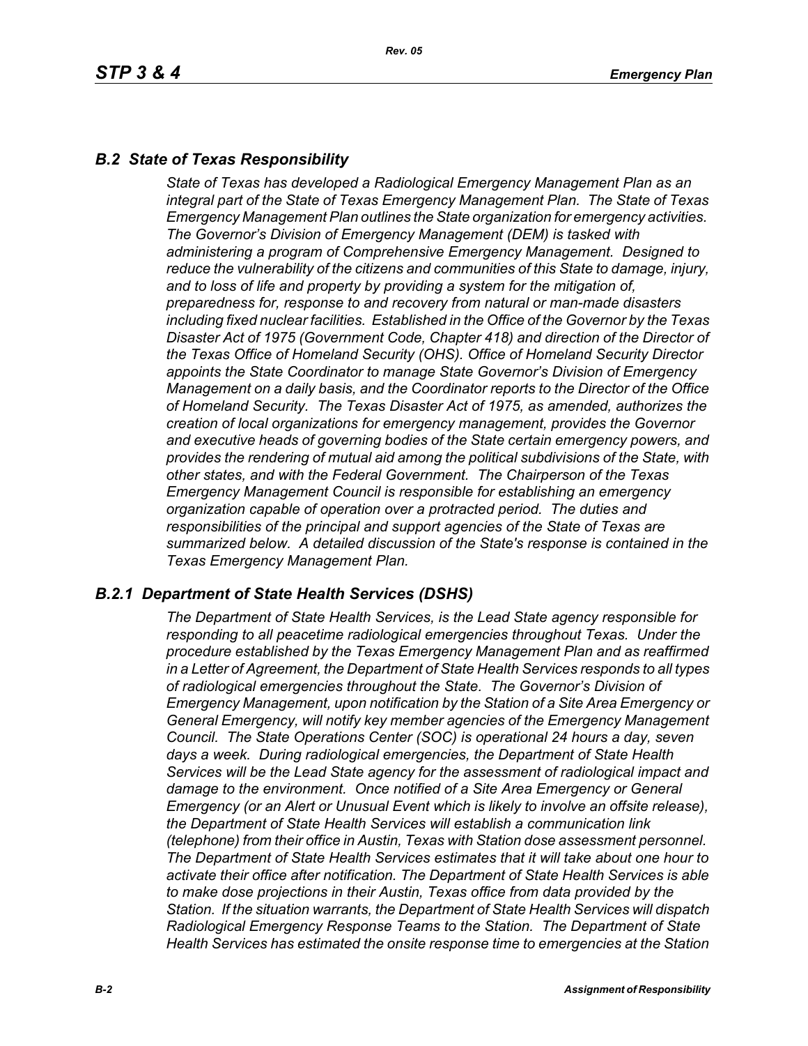## *B.2 State of Texas Responsibility*

*State of Texas has developed a Radiological Emergency Management Plan as an integral part of the State of Texas Emergency Management Plan. The State of Texas Emergency Management Plan outlines the State organization for emergency activities. The Governor's Division of Emergency Management (DEM) is tasked with administering a program of Comprehensive Emergency Management. Designed to reduce the vulnerability of the citizens and communities of this State to damage, injury, and to loss of life and property by providing a system for the mitigation of, preparedness for, response to and recovery from natural or man-made disasters including fixed nuclear facilities. Established in the Office of the Governor by the Texas Disaster Act of 1975 (Government Code, Chapter 418) and direction of the Director of the Texas Office of Homeland Security (OHS). Office of Homeland Security Director appoints the State Coordinator to manage State Governor's Division of Emergency Management on a daily basis, and the Coordinator reports to the Director of the Office of Homeland Security. The Texas Disaster Act of 1975, as amended, authorizes the creation of local organizations for emergency management, provides the Governor and executive heads of governing bodies of the State certain emergency powers, and provides the rendering of mutual aid among the political subdivisions of the State, with other states, and with the Federal Government. The Chairperson of the Texas Emergency Management Council is responsible for establishing an emergency organization capable of operation over a protracted period. The duties and responsibilities of the principal and support agencies of the State of Texas are summarized below. A detailed discussion of the State's response is contained in the Texas Emergency Management Plan.*

### *B.2.1 Department of State Health Services (DSHS)*

*The Department of State Health Services, is the Lead State agency responsible for responding to all peacetime radiological emergencies throughout Texas. Under the procedure established by the Texas Emergency Management Plan and as reaffirmed in a Letter of Agreement, the Department of State Health Services responds to all types of radiological emergencies throughout the State. The Governor's Division of Emergency Management, upon notification by the Station of a Site Area Emergency or General Emergency, will notify key member agencies of the Emergency Management Council. The State Operations Center (SOC) is operational 24 hours a day, seven days a week. During radiological emergencies, the Department of State Health Services will be the Lead State agency for the assessment of radiological impact and damage to the environment. Once notified of a Site Area Emergency or General Emergency (or an Alert or Unusual Event which is likely to involve an offsite release), the Department of State Health Services will establish a communication link (telephone) from their office in Austin, Texas with Station dose assessment personnel. The Department of State Health Services estimates that it will take about one hour to activate their office after notification. The Department of State Health Services is able to make dose projections in their Austin, Texas office from data provided by the Station. If the situation warrants, the Department of State Health Services will dispatch Radiological Emergency Response Teams to the Station. The Department of State Health Services has estimated the onsite response time to emergencies at the Station*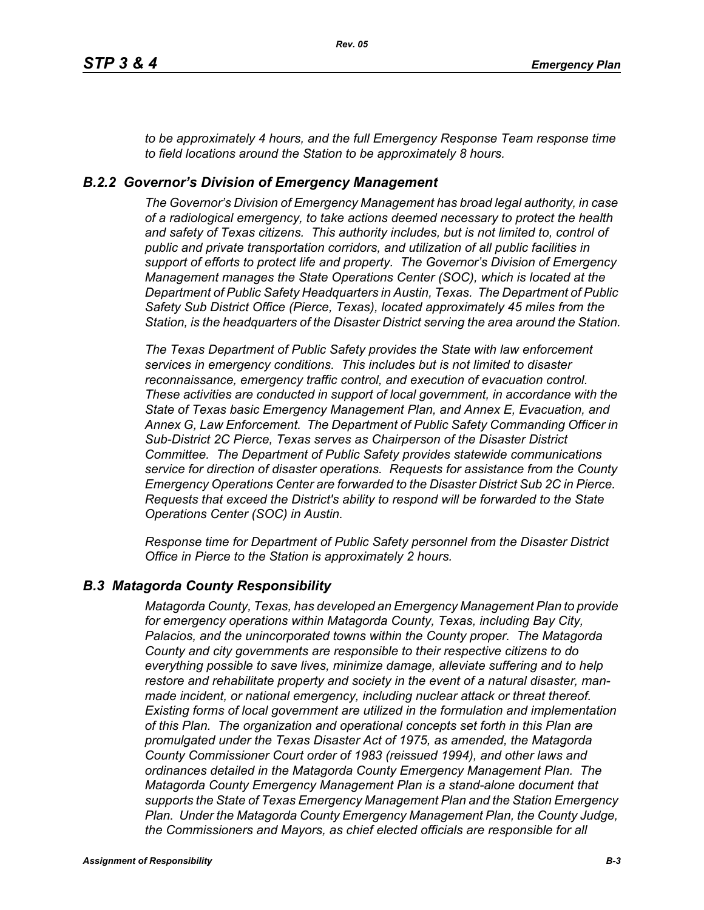*to be approximately 4 hours, and the full Emergency Response Team response time to field locations around the Station to be approximately 8 hours.*

### *B.2.2 Governor's Division of Emergency Management*

*The Governor's Division of Emergency Management has broad legal authority, in case of a radiological emergency, to take actions deemed necessary to protect the health and safety of Texas citizens. This authority includes, but is not limited to, control of public and private transportation corridors, and utilization of all public facilities in support of efforts to protect life and property. The Governor's Division of Emergency Management manages the State Operations Center (SOC), which is located at the Department of Public Safety Headquarters in Austin, Texas. The Department of Public Safety Sub District Office (Pierce, Texas), located approximately 45 miles from the Station, is the headquarters of the Disaster District serving the area around the Station.*

*The Texas Department of Public Safety provides the State with law enforcement services in emergency conditions. This includes but is not limited to disaster reconnaissance, emergency traffic control, and execution of evacuation control. These activities are conducted in support of local government, in accordance with the State of Texas basic Emergency Management Plan, and Annex E, Evacuation, and Annex G, Law Enforcement. The Department of Public Safety Commanding Officer in Sub-District 2C Pierce, Texas serves as Chairperson of the Disaster District Committee. The Department of Public Safety provides statewide communications service for direction of disaster operations. Requests for assistance from the County Emergency Operations Center are forwarded to the Disaster District Sub 2C in Pierce. Requests that exceed the District's ability to respond will be forwarded to the State Operations Center (SOC) in Austin.*

*Response time for Department of Public Safety personnel from the Disaster District Office in Pierce to the Station is approximately 2 hours.*

## *B.3 Matagorda County Responsibility*

*Matagorda County, Texas, has developed an Emergency Management Plan to provide for emergency operations within Matagorda County, Texas, including Bay City, Palacios, and the unincorporated towns within the County proper. The Matagorda County and city governments are responsible to their respective citizens to do everything possible to save lives, minimize damage, alleviate suffering and to help restore and rehabilitate property and society in the event of a natural disaster, man-made incident, or national emergency, including nuclear attack or threat thereof. Existing forms of local government are utilized in the formulation and implementation of this Plan. The organization and operational concepts set forth in this Plan are promulgated under the Texas Disaster Act of 1975, as amended, the Matagorda County Commissioner Court order of 1983 (reissued 1994), and other laws and ordinances detailed in the Matagorda County Emergency Management Plan. The Matagorda County Emergency Management Plan is a stand-alone document that supports the State of Texas Emergency Management Plan and the Station Emergency Plan. Under the Matagorda County Emergency Management Plan, the County Judge, the Commissioners and Mayors, as chief elected officials are responsible for all*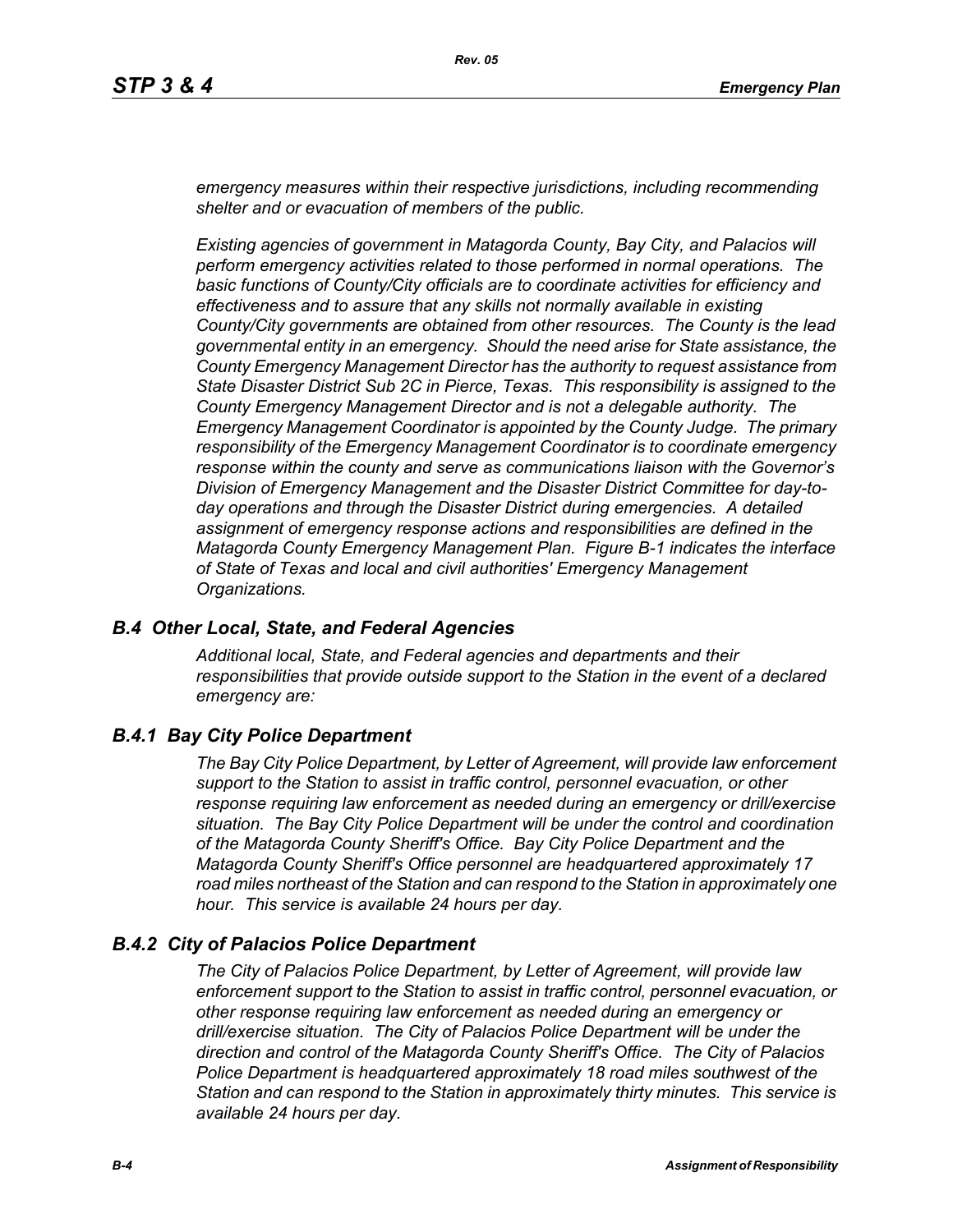*emergency measures within their respective jurisdictions, including recommending shelter and or evacuation of members of the public.*

*Existing agencies of government in Matagorda County, Bay City, and Palacios will perform emergency activities related to those performed in normal operations. The basic functions of County/City officials are to coordinate activities for efficiency and effectiveness and to assure that any skills not normally available in existing County/City governments are obtained from other resources. The County is the lead governmental entity in an emergency. Should the need arise for State assistance, the County Emergency Management Director has the authority to request assistance from State Disaster District Sub 2C in Pierce, Texas. This responsibility is assigned to the County Emergency Management Director and is not a delegable authority. The Emergency Management Coordinator is appointed by the County Judge. The primary responsibility of the Emergency Management Coordinator is to coordinate emergency response within the county and serve as communications liaison with the Governor's Division of Emergency Management and the Disaster District Committee for day-to-day operations and through the Disaster District during emergencies. A detailed assignment of emergency response actions and responsibilities are defined in the Matagorda County Emergency Management Plan. Figure B-1 indicates the interface of State of Texas and local and civil authorities' Emergency Management Organizations.*

## *B.4 Other Local, State, and Federal Agencies*

*Additional local, State, and Federal agencies and departments and their responsibilities that provide outside support to the Station in the event of a declared emergency are:*

### *B.4.1 Bay City Police Department*

*The Bay City Police Department, by Letter of Agreement, will provide law enforcement support to the Station to assist in traffic control, personnel evacuation, or other response requiring law enforcement as needed during an emergency or drill/exercise situation. The Bay City Police Department will be under the control and coordination of the Matagorda County Sheriff's Office. Bay City Police Department and the Matagorda County Sheriff's Office personnel are headquartered approximately 17 road miles northeast of the Station and can respond to the Station in approximately one hour. This service is available 24 hours per day.*

### *B.4.2 City of Palacios Police Department*

*The City of Palacios Police Department, by Letter of Agreement, will provide law enforcement support to the Station to assist in traffic control, personnel evacuation, or other response requiring law enforcement as needed during an emergency or drill/exercise situation. The City of Palacios Police Department will be under the direction and control of the Matagorda County Sheriff's Office. The City of Palacios Police Department is headquartered approximately 18 road miles southwest of the Station and can respond to the Station in approximately thirty minutes. This service is available 24 hours per day.*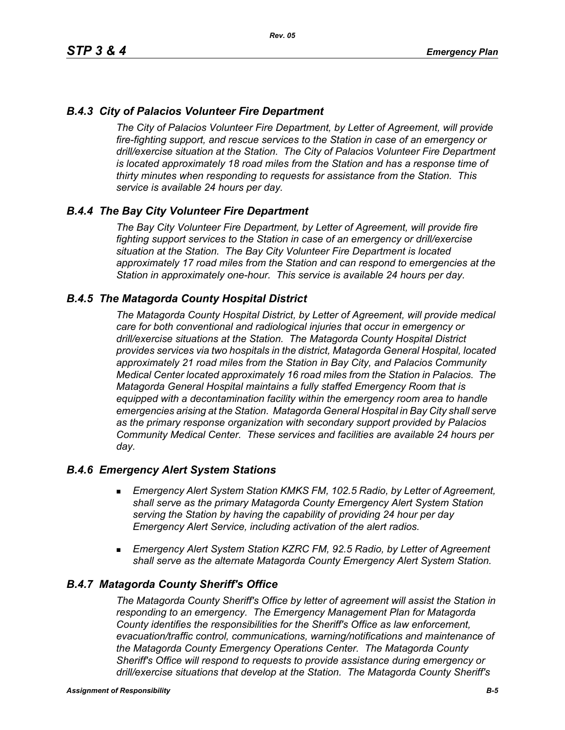### *B.4.3 City of Palacios Volunteer Fire Department*

*The City of Palacios Volunteer Fire Department, by Letter of Agreement, will provide fire-fighting support, and rescue services to the Station in case of an emergency or drill/exercise situation at the Station. The City of Palacios Volunteer Fire Department is located approximately 18 road miles from the Station and has a response time of thirty minutes when responding to requests for assistance from the Station. This service is available 24 hours per day.*

### *B.4.4 The Bay City Volunteer Fire Department*

*The Bay City Volunteer Fire Department, by Letter of Agreement, will provide fire fighting support services to the Station in case of an emergency or drill/exercise situation at the Station. The Bay City Volunteer Fire Department is located approximately 17 road miles from the Station and can respond to emergencies at the Station in approximately one-hour. This service is available 24 hours per day.*

### *B.4.5 The Matagorda County Hospital District*

*The Matagorda County Hospital District, by Letter of Agreement, will provide medical care for both conventional and radiological injuries that occur in emergency or drill/exercise situations at the Station. The Matagorda County Hospital District provides services via two hospitals in the district, Matagorda General Hospital, located approximately 21 road miles from the Station in Bay City, and Palacios Community Medical Center located approximately 16 road miles from the Station in Palacios. The Matagorda General Hospital maintains a fully staffed Emergency Room that is equipped with a decontamination facility within the emergency room area to handle emergencies arising at the Station. Matagorda General Hospital in Bay City shall serve as the primary response organization with secondary support provided by Palacios Community Medical Center. These services and facilities are available 24 hours per day.*

### *B.4.6 Emergency Alert System Stations*

- *Emergency Alert System Station KMKS FM, 102.5 Radio, by Letter of Agreement, shall serve as the primary Matagorda County Emergency Alert System Station serving the Station by having the capability of providing 24 hour per day Emergency Alert Service, including activation of the alert radios.*
- *Emergency Alert System Station KZRC FM, 92.5 Radio, by Letter of Agreement shall serve as the alternate Matagorda County Emergency Alert System Station.*

### *B.4.7 Matagorda County Sheriff's Office*

*The Matagorda County Sheriff's Office by letter of agreement will assist the Station in responding to an emergency. The Emergency Management Plan for Matagorda County identifies the responsibilities for the Sheriff's Office as law enforcement, evacuation/traffic control, communications, warning/notifications and maintenance of the Matagorda County Emergency Operations Center. The Matagorda County Sheriff's Office will respond to requests to provide assistance during emergency or drill/exercise situations that develop at the Station. The Matagorda County Sheriff's*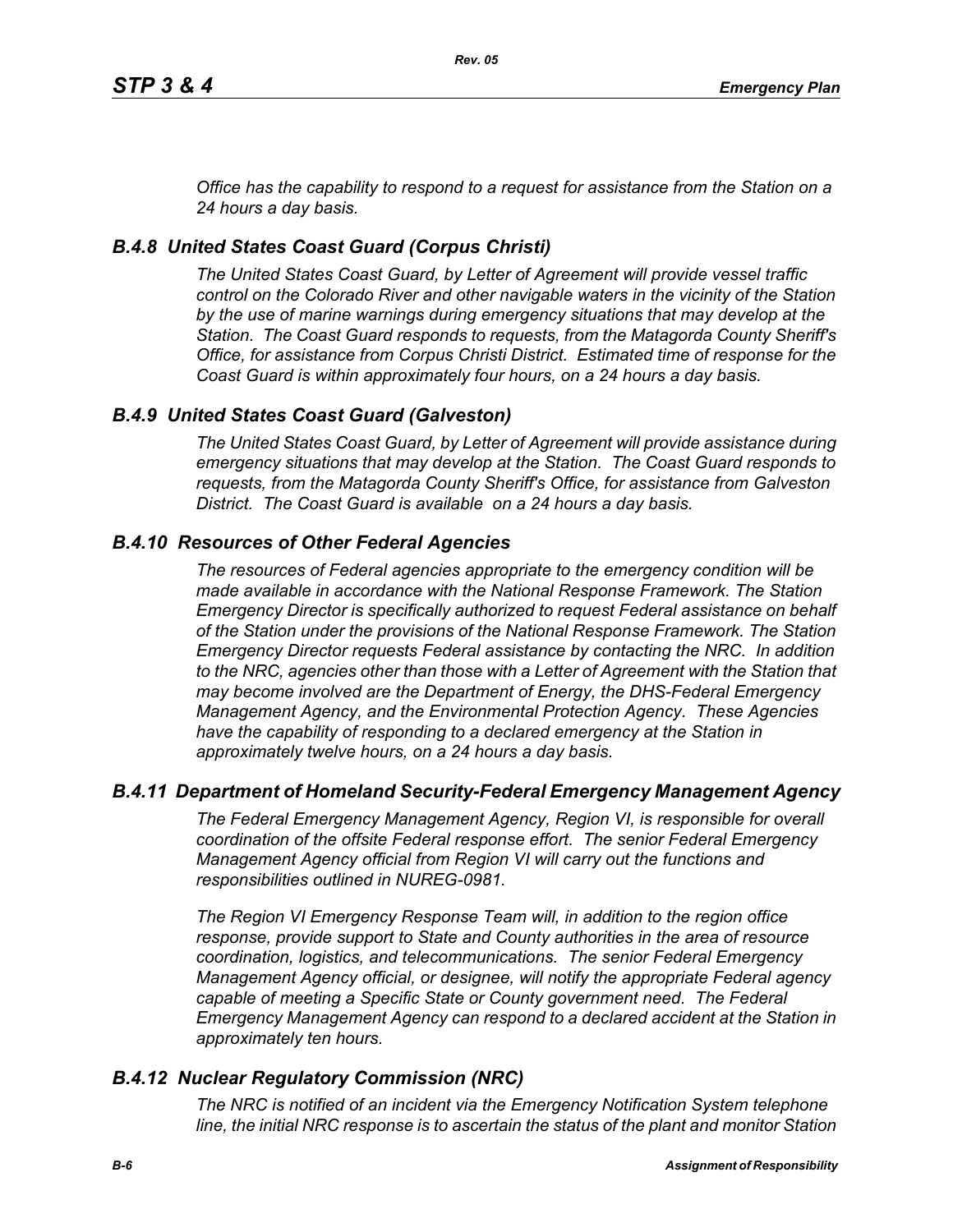*Office has the capability to respond to a request for assistance from the Station on a 24 hours a day basis.*

### *B.4.8 United States Coast Guard (Corpus Christi)*

*The United States Coast Guard, by Letter of Agreement will provide vessel traffic control on the Colorado River and other navigable waters in the vicinity of the Station by the use of marine warnings during emergency situations that may develop at the Station. The Coast Guard responds to requests, from the Matagorda County Sheriff's Office, for assistance from Corpus Christi District. Estimated time of response for the Coast Guard is within approximately four hours, on a 24 hours a day basis.*

### *B.4.9 United States Coast Guard (Galveston)*

*The United States Coast Guard, by Letter of Agreement will provide assistance during emergency situations that may develop at the Station. The Coast Guard responds to requests, from the Matagorda County Sheriff's Office, for assistance from Galveston District. The Coast Guard is available on a 24 hours a day basis.*

### *B.4.10 Resources of Other Federal Agencies*

*The resources of Federal agencies appropriate to the emergency condition will be made available in accordance with the National Response Framework. The Station Emergency Director is specifically authorized to request Federal assistance on behalf of the Station under the provisions of the National Response Framework. The Station Emergency Director requests Federal assistance by contacting the NRC. In addition to the NRC, agencies other than those with a Letter of Agreement with the Station that may become involved are the Department of Energy, the DHS-Federal Emergency Management Agency, and the Environmental Protection Agency. These Agencies have the capability of responding to a declared emergency at the Station in approximately twelve hours, on a 24 hours a day basis.*

### *B.4.11 Department of Homeland Security-Federal Emergency Management Agency*

*The Federal Emergency Management Agency, Region VI, is responsible for overall coordination of the offsite Federal response effort. The senior Federal Emergency Management Agency official from Region VI will carry out the functions and responsibilities outlined in NUREG-0981.*

*The Region VI Emergency Response Team will, in addition to the region office response, provide support to State and County authorities in the area of resource coordination, logistics, and telecommunications. The senior Federal Emergency Management Agency official, or designee, will notify the appropriate Federal agency capable of meeting a Specific State or County government need. The Federal Emergency Management Agency can respond to a declared accident at the Station in approximately ten hours.*

### *B.4.12 Nuclear Regulatory Commission (NRC)*

*The NRC is notified of an incident via the Emergency Notification System telephone line, the initial NRC response is to ascertain the status of the plant and monitor Station*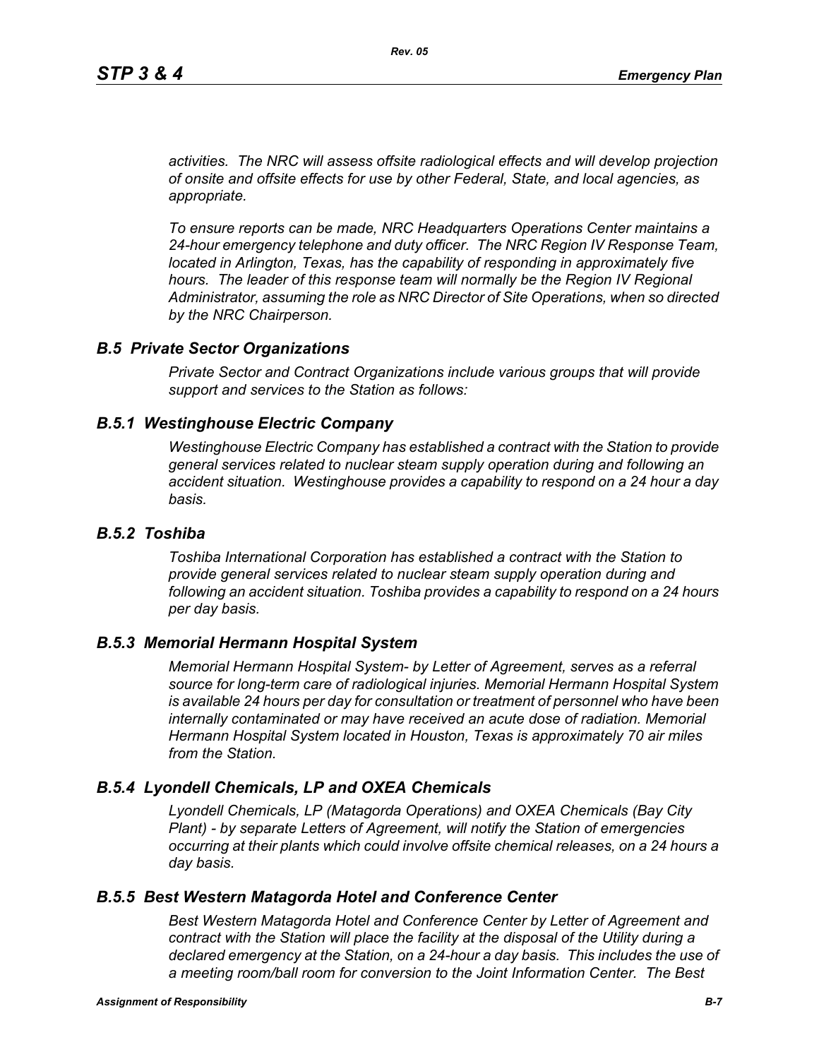*activities. The NRC will assess offsite radiological effects and will develop projection of onsite and offsite effects for use by other Federal, State, and local agencies, as appropriate.*

*To ensure reports can be made, NRC Headquarters Operations Center maintains a 24-hour emergency telephone and duty officer. The NRC Region IV Response Team, located in Arlington, Texas, has the capability of responding in approximately five hours. The leader of this response team will normally be the Region IV Regional Administrator, assuming the role as NRC Director of Site Operations, when so directed by the NRC Chairperson.*

## *B.5 Private Sector Organizations*

*Private Sector and Contract Organizations include various groups that will provide support and services to the Station as follows:*

### *B.5.1 Westinghouse Electric Company*

*Westinghouse Electric Company has established a contract with the Station to provide general services related to nuclear steam supply operation during and following an accident situation. Westinghouse provides a capability to respond on a 24 hour a day basis.*

### *B.5.2 Toshiba*

*Toshiba International Corporation has established a contract with the Station to provide general services related to nuclear steam supply operation during and following an accident situation. Toshiba provides a capability to respond on a 24 hours per day basis.*

### *B.5.3 Memorial Hermann Hospital System*

*Memorial Hermann Hospital System- by Letter of Agreement, serves as a referral source for long-term care of radiological injuries. Memorial Hermann Hospital System is available 24 hours per day for consultation or treatment of personnel who have been internally contaminated or may have received an acute dose of radiation. Memorial Hermann Hospital System located in Houston, Texas is approximately 70 air miles from the Station.*

### *B.5.4 Lyondell Chemicals, LP and OXEA Chemicals*

*Lyondell Chemicals, LP (Matagorda Operations) and OXEA Chemicals (Bay City Plant) - by separate Letters of Agreement, will notify the Station of emergencies occurring at their plants which could involve offsite chemical releases, on a 24 hours a day basis.*

### *B.5.5 Best Western Matagorda Hotel and Conference Center*

*Best Western Matagorda Hotel and Conference Center by Letter of Agreement and contract with the Station will place the facility at the disposal of the Utility during a declared emergency at the Station, on a 24-hour a day basis. This includes the use of a meeting room/ball room for conversion to the Joint Information Center. The Best*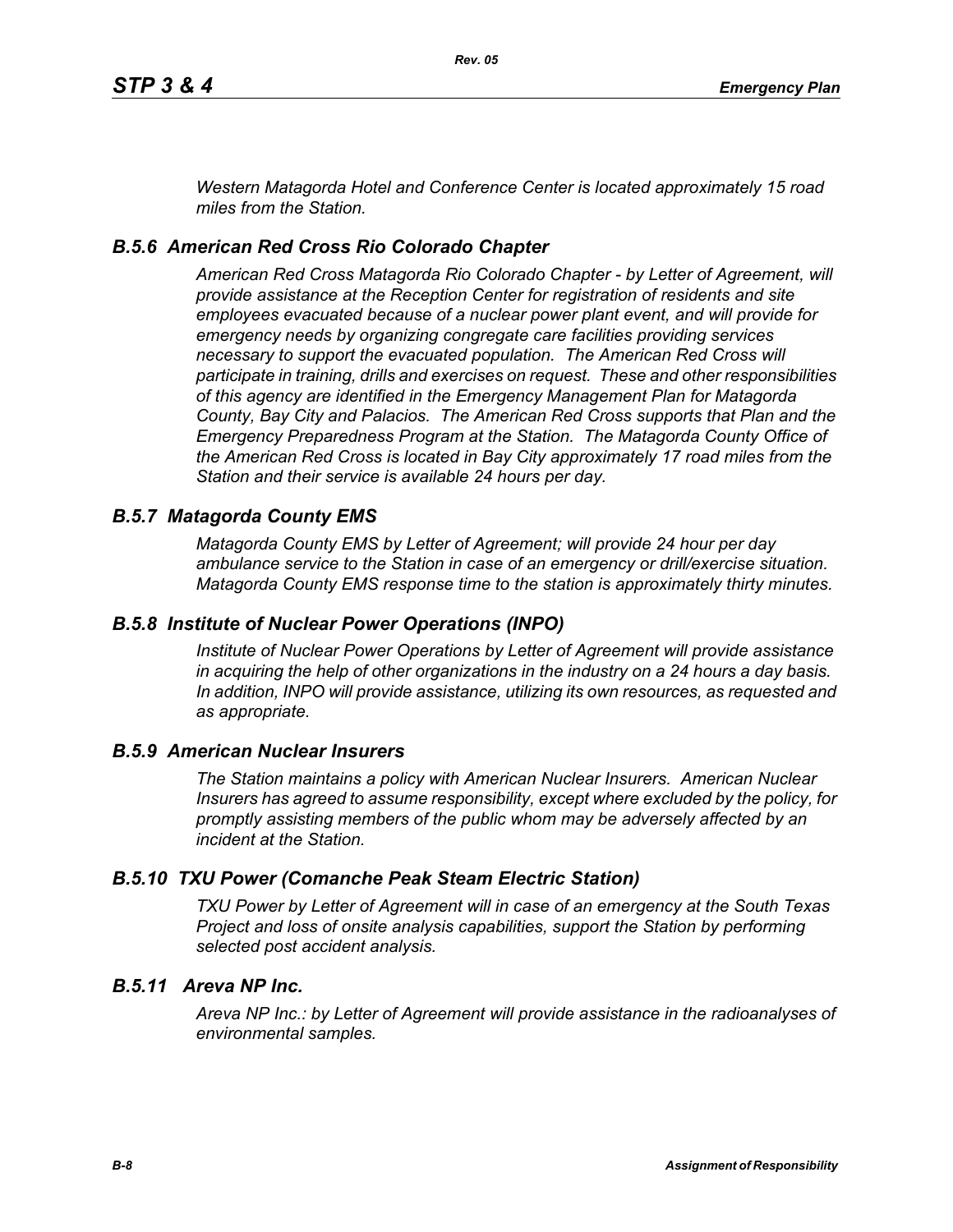*Western Matagorda Hotel and Conference Center is located approximately 15 road miles from the Station.*

### *B.5.6 American Red Cross Rio Colorado Chapter*

*American Red Cross Matagorda Rio Colorado Chapter - by Letter of Agreement, will provide assistance at the Reception Center for registration of residents and site employees evacuated because of a nuclear power plant event, and will provide for emergency needs by organizing congregate care facilities providing services necessary to support the evacuated population. The American Red Cross will participate in training, drills and exercises on request. These and other responsibilities of this agency are identified in the Emergency Management Plan for Matagorda County, Bay City and Palacios. The American Red Cross supports that Plan and the Emergency Preparedness Program at the Station. The Matagorda County Office of the American Red Cross is located in Bay City approximately 17 road miles from the Station and their service is available 24 hours per day.*

### *B.5.7 Matagorda County EMS*

*Matagorda County EMS by Letter of Agreement; will provide 24 hour per day ambulance service to the Station in case of an emergency or drill/exercise situation. Matagorda County EMS response time to the station is approximately thirty minutes.*

### *B.5.8 Institute of Nuclear Power Operations (INPO)*

*Institute of Nuclear Power Operations by Letter of Agreement will provide assistance in acquiring the help of other organizations in the industry on a 24 hours a day basis. In addition, INPO will provide assistance, utilizing its own resources, as requested and as appropriate.*

### *B.5.9 American Nuclear Insurers*

*The Station maintains a policy with American Nuclear Insurers. American Nuclear Insurers has agreed to assume responsibility, except where excluded by the policy, for promptly assisting members of the public whom may be adversely affected by an incident at the Station.*

### *B.5.10 TXU Power (Comanche Peak Steam Electric Station)*

*TXU Power by Letter of Agreement will in case of an emergency at the South Texas Project and loss of onsite analysis capabilities, support the Station by performing selected post accident analysis.*

### *B.5.11 Areva NP Inc.*

*Areva NP Inc.: by Letter of Agreement will provide assistance in the radioanalyses of environmental samples.*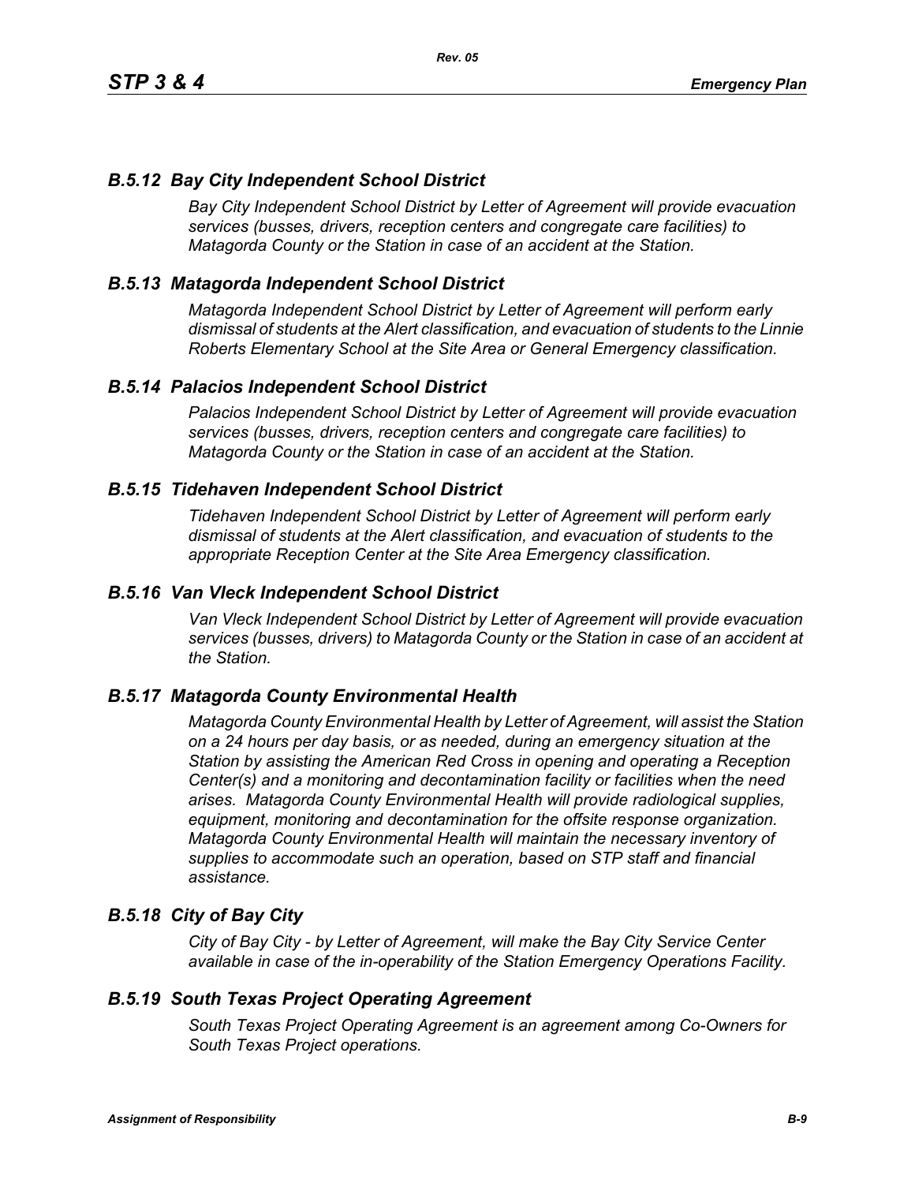### *B.5.12 Bay City Independent School District*

*Bay City Independent School District by Letter of Agreement will provide evacuation services (busses, drivers, reception centers and congregate care facilities) to Matagorda County or the Station in case of an accident at the Station.*

### *B.5.13 Matagorda Independent School District*

*Matagorda Independent School District by Letter of Agreement will perform early dismissal of students at the Alert classification, and evacuation of students to the Linnie Roberts Elementary School at the Site Area or General Emergency classification.*

### *B.5.14 Palacios Independent School District*

*Palacios Independent School District by Letter of Agreement will provide evacuation services (busses, drivers, reception centers and congregate care facilities) to Matagorda County or the Station in case of an accident at the Station.*

### *B.5.15 Tidehaven Independent School District*

*Tidehaven Independent School District by Letter of Agreement will perform early dismissal of students at the Alert classification, and evacuation of students to the appropriate Reception Center at the Site Area Emergency classification.*

### *B.5.16 Van Vleck Independent School District*

*Van Vleck Independent School District by Letter of Agreement will provide evacuation services (busses, drivers) to Matagorda County or the Station in case of an accident at the Station.*

### *B.5.17 Matagorda County Environmental Health*

*Matagorda County Environmental Health by Letter of Agreement, will assist the Station on a 24 hours per day basis, or as needed, during an emergency situation at the Station by assisting the American Red Cross in opening and operating a Reception Center(s) and a monitoring and decontamination facility or facilities when the need arises. Matagorda County Environmental Health will provide radiological supplies, equipment, monitoring and decontamination for the offsite response organization. Matagorda County Environmental Health will maintain the necessary inventory of supplies to accommodate such an operation, based on STP staff and financial assistance.*

### *B.5.18 City of Bay City*

*City of Bay City - by Letter of Agreement, will make the Bay City Service Center available in case of the in-operability of the Station Emergency Operations Facility.*

### *B.5.19 South Texas Project Operating Agreement*

*South Texas Project Operating Agreement is an agreement among Co-Owners for South Texas Project operations.*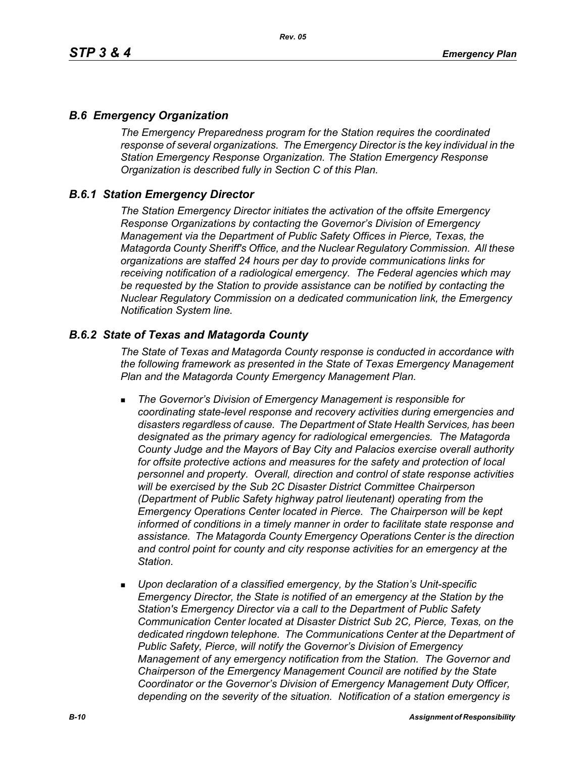## *B.6 Emergency Organization*

*The Emergency Preparedness program for the Station requires the coordinated response of several organizations. The Emergency Director is the key individual in the Station Emergency Response Organization. The Station Emergency Response Organization is described fully in Section C of this Plan.*

## *B.6.1 Station Emergency Director*

*The Station Emergency Director initiates the activation of the offsite Emergency Response Organizations by contacting the Governor's Division of Emergency Management via the Department of Public Safety Offices in Pierce, Texas, the Matagorda County Sheriff's Office, and the Nuclear Regulatory Commission. All these organizations are staffed 24 hours per day to provide communications links for receiving notification of a radiological emergency. The Federal agencies which may be requested by the Station to provide assistance can be notified by contacting the Nuclear Regulatory Commission on a dedicated communication link, the Emergency Notification System line.*

## *B.6.2 State of Texas and Matagorda County*

*The State of Texas and Matagorda County response is conducted in accordance with the following framework as presented in the State of Texas Emergency Management Plan and the Matagorda County Emergency Management Plan.*

- *The Governor's Division of Emergency Management is responsible for coordinating state-level response and recovery activities during emergencies and disasters regardless of cause. The Department of State Health Services, has been designated as the primary agency for radiological emergencies. The Matagorda County Judge and the Mayors of Bay City and Palacios exercise overall authority for offsite protective actions and measures for the safety and protection of local personnel and property. Overall, direction and control of state response activities will be exercised by the Sub 2C Disaster District Committee Chairperson (Department of Public Safety highway patrol lieutenant) operating from the Emergency Operations Center located in Pierce. The Chairperson will be kept informed of conditions in a timely manner in order to facilitate state response and assistance. The Matagorda County Emergency Operations Center is the direction and control point for county and city response activities for an emergency at the Station.*

- *Upon declaration of a classified emergency, by the Station's Unit-specific Emergency Director, the State is notified of an emergency at the Station by the Station's Emergency Director via a call to the Department of Public Safety Communication Center located at Disaster District Sub 2C, Pierce, Texas, on the dedicated ringdown telephone. The Communications Center at the Department of Public Safety, Pierce, will notify the Governor's Division of Emergency Management of any emergency notification from the Station. The Governor and Chairperson of the Emergency Management Council are notified by the State Coordinator or the Governor's Division of Emergency Management Duty Officer, depending on the severity of the situation. Notification of a station emergency is*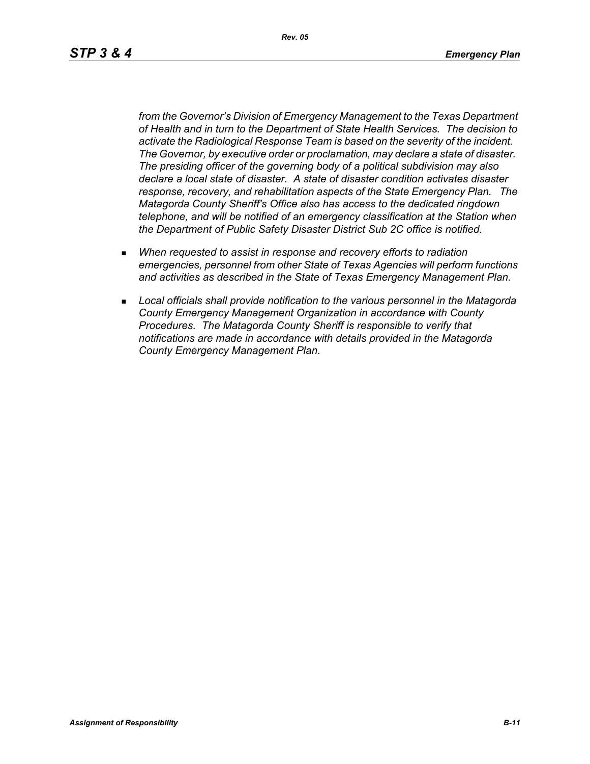*from the Governor's Division of Emergency Management to the Texas Department of Health and in turn to the Department of State Health Services. The decision to activate the Radiological Response Team is based on the severity of the incident. The Governor, by executive order or proclamation, may declare a state of disaster. The presiding officer of the governing body of a political subdivision may also declare a local state of disaster. A state of disaster condition activates disaster response, recovery, and rehabilitation aspects of the State Emergency Plan. The Matagorda County Sheriff's Office also has access to the dedicated ringdown telephone, and will be notified of an emergency classification at the Station when the Department of Public Safety Disaster District Sub 2C office is notified.*

- *When requested to assist in response and recovery efforts to radiation emergencies, personnel from other State of Texas Agencies will perform functions and activities as described in the State of Texas Emergency Management Plan.*

- *Local officials shall provide notification to the various personnel in the Matagorda County Emergency Management Organization in accordance with County Procedures. The Matagorda County Sheriff is responsible to verify that notifications are made in accordance with details provided in the Matagorda County Emergency Management Plan.*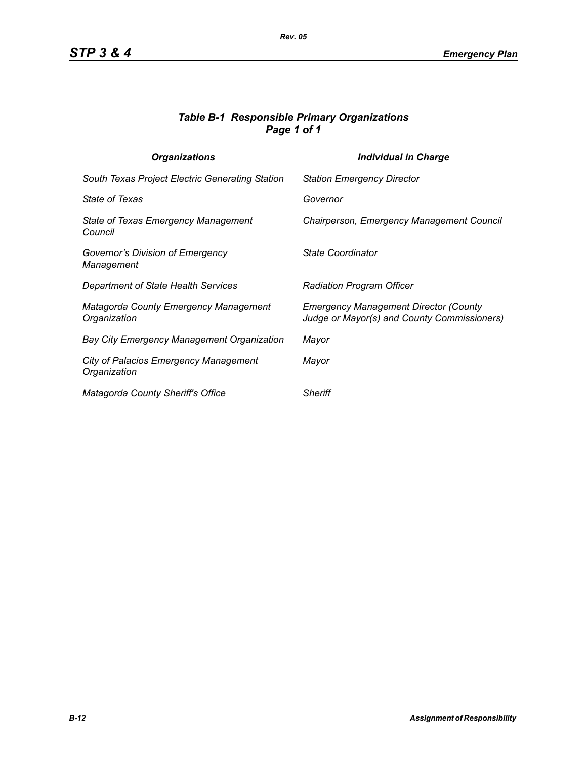### *Table B-1 Responsible Primary Organizations*
### *Page 1 of 1*

| *Organizations* | *Individual in Charge* |
|---|---|
| *South Texas Project Electric Generating Station* | *Station Emergency Director* |
| *State of Texas* | *Governor* |
| *State of Texas Emergency Management Council* | *Chairperson, Emergency Management Council* |
| *Governor's Division of Emergency Management* | *State Coordinator* |
| *Department of State Health Services* | *Radiation Program Officer* |
| *Matagorda County Emergency Management Organization* | *Emergency Management Director (County Judge or Mayor(s) and County Commissioners)* |
| *Bay City Emergency Management Organization* | *Mayor* |
| *City of Palacios Emergency Management Organization* | *Mayor* |
| *Matagorda County Sheriff's Office* | *Sheriff* |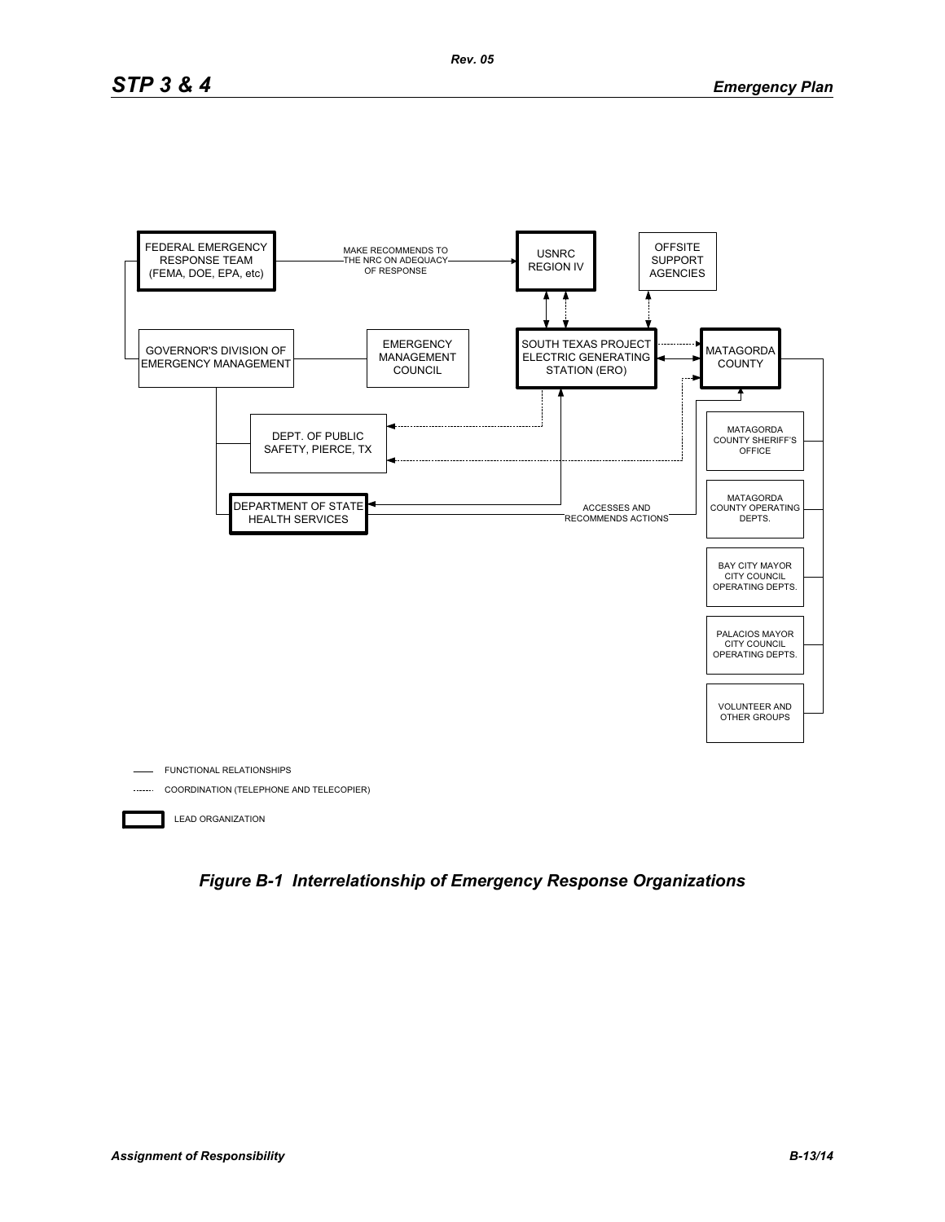FEDERAL EMERGENCY RESPONSE TEAM (FEMA, DOE, EPA, etc)

MAKE RECOMMENDS TO THE NRC ON ADEQUACY OF RESPONSE

USNRC REGION IV

OFFSITE SUPPORT AGENCIES

GOVERNOR'S DIVISION OF EMERGENCY MANAGEMENT

EMERGENCY MANAGEMENT COUNCIL

SOUTH TEXAS PROJECT ELECTRIC GENERATING STATION (ERO)

MATAGORDA COUNTY

DEPT. OF PUBLIC SAFETY, PIERCE, TX

MATAGORDA COUNTY SHERIFF'S OFFICE

DEPARTMENT OF STATE HEALTH SERVICES

ACCESSES AND RECOMMENDS ACTIONS

MATAGORDA COUNTY OPERATING DEPTS.

BAY CITY MAYOR CITY COUNCIL OPERATING DEPTS.

PALACIOS MAYOR CITY COUNCIL OPERATING DEPTS.

VOLUNTEER AND OTHER GROUPS

FUNCTIONAL RELATIONSHIPS

COORDINATION (TELEPHONE AND TELECOPIER)

LEAD ORGANIZATION

*Figure B-1 Interrelationship of Emergency Response Organizations*